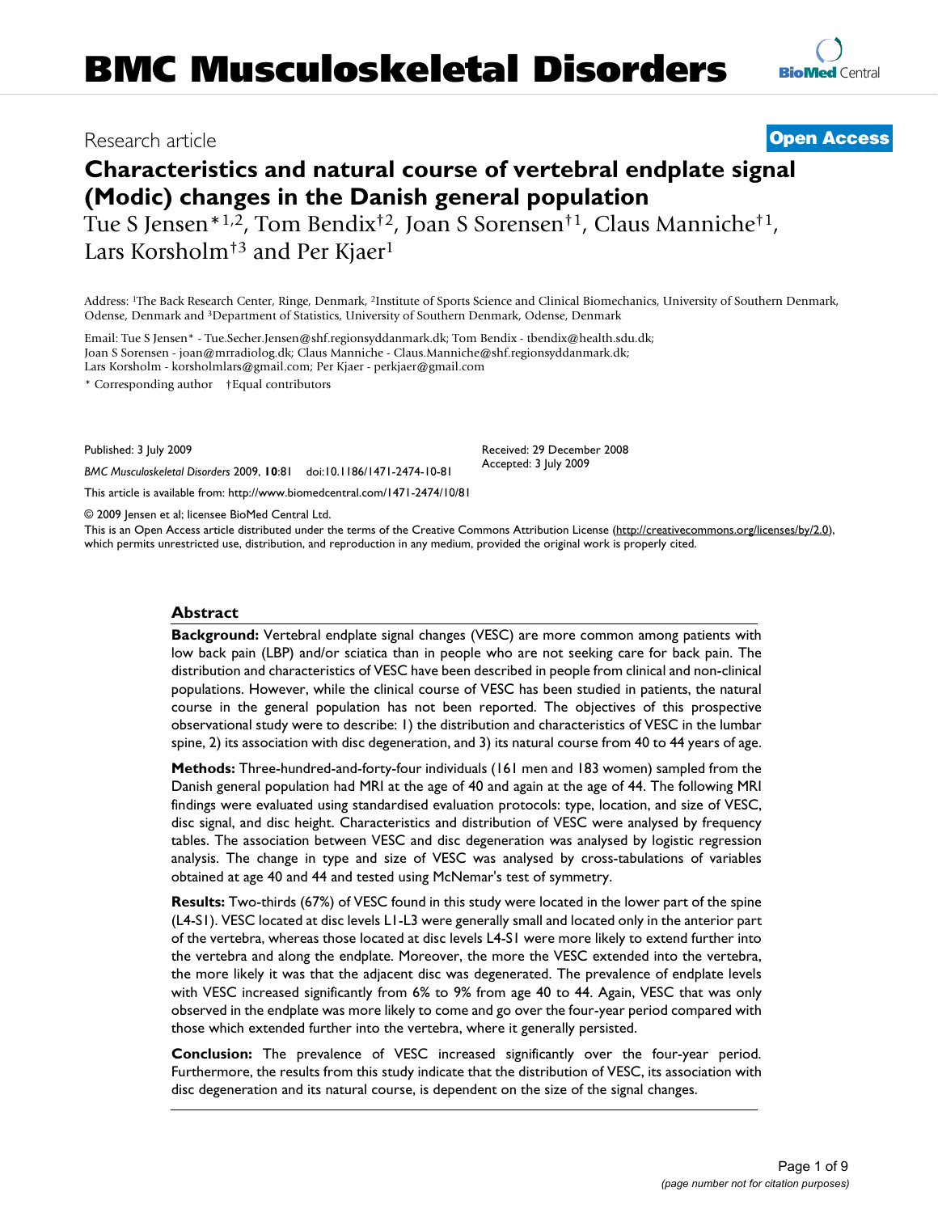# BMC Musculoskeletal Disorders

Research article

**Open Access**

## Characteristics and natural course of vertebral endplate signal (Modic) changes in the Danish general population

Tue S Jensen*[1,2], Tom Bendix†[2], Joan S Sorensen†[1], Claus Manniche†[1], Lars Korsholm†[3] and Per Kjaer[1]

Address: [1]The Back Research Center, Ringe, Denmark, [2]Institute of Sports Science and Clinical Biomechanics, University of Southern Denmark, Odense, Denmark and [3]Department of Statistics, University of Southern Denmark, Odense, Denmark

Email: Tue S Jensen* - Tue.Secher.Jensen@shf.regionsyddanmark.dk; Tom Bendix - tbendix@health.sdu.dk; Joan S Sorensen - joan@mrradiolog.dk; Claus Manniche - Claus.Manniche@shf.regionsyddanmark.dk; Lars Korsholm - korsholmlars@gmail.com; Per Kjaer - perkjaer@gmail.com

\* Corresponding author †Equal contributors

Published: 3 July 2009

*BMC Musculoskeletal Disorders* 2009, **10**:81 doi:10.1186/1471-2474-10-81

Received: 29 December 2008
Accepted: 3 July 2009

This article is available from: http://www.biomedcentral.com/1471-2474/10/81

© 2009 Jensen et al; licensee BioMed Central Ltd.

This is an Open Access article distributed under the terms of the Creative Commons Attribution License (http://creativecommons.org/licenses/by/2.0), which permits unrestricted use, distribution, and reproduction in any medium, provided the original work is properly cited.

### Abstract

**Background:** Vertebral endplate signal changes (VESC) are more common among patients with low back pain (LBP) and/or sciatica than in people who are not seeking care for back pain. The distribution and characteristics of VESC have been described in people from clinical and non-clinical populations. However, while the clinical course of VESC has been studied in patients, the natural course in the general population has not been reported. The objectives of this prospective observational study were to describe: 1) the distribution and characteristics of VESC in the lumbar spine, 2) its association with disc degeneration, and 3) its natural course from 40 to 44 years of age.

**Methods:** Three-hundred-and-forty-four individuals (161 men and 183 women) sampled from the Danish general population had MRI at the age of 40 and again at the age of 44. The following MRI findings were evaluated using standardised evaluation protocols: type, location, and size of VESC, disc signal, and disc height. Characteristics and distribution of VESC were analysed by frequency tables. The association between VESC and disc degeneration was analysed by logistic regression analysis. The change in type and size of VESC was analysed by cross-tabulations of variables obtained at age 40 and 44 and tested using McNemar's test of symmetry.

**Results:** Two-thirds (67%) of VESC found in this study were located in the lower part of the spine (L4-S1). VESC located at disc levels L1-L3 were generally small and located only in the anterior part of the vertebra, whereas those located at disc levels L4-S1 were more likely to extend further into the vertebra and along the endplate. Moreover, the more the VESC extended into the vertebra, the more likely it was that the adjacent disc was degenerated. The prevalence of endplate levels with VESC increased significantly from 6% to 9% from age 40 to 44. Again, VESC that was only observed in the endplate was more likely to come and go over the four-year period compared with those which extended further into the vertebra, where it generally persisted.

**Conclusion:** The prevalence of VESC increased significantly over the four-year period. Furthermore, the results from this study indicate that the distribution of VESC, its association with disc degeneration and its natural course, is dependent on the size of the signal changes.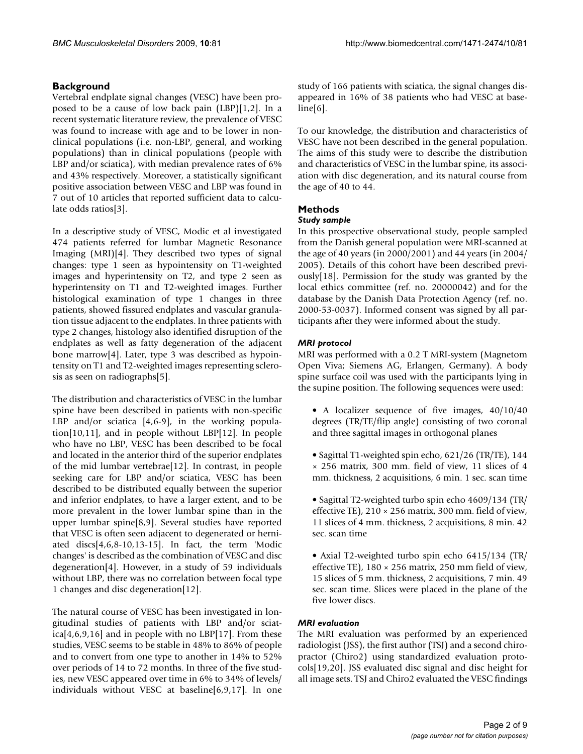## Background

Vertebral endplate signal changes (VESC) have been proposed to be a cause of low back pain (LBP)[1,2]. In a recent systematic literature review, the prevalence of VESC was found to increase with age and to be lower in non-clinical populations (i.e. non-LBP, general, and working populations) than in clinical populations (people with LBP and/or sciatica), with median prevalence rates of 6% and 43% respectively. Moreover, a statistically significant positive association between VESC and LBP was found in 7 out of 10 articles that reported sufficient data to calculate odds ratios[3].

In a descriptive study of VESC, Modic et al investigated 474 patients referred for lumbar Magnetic Resonance Imaging (MRI)[4]. They described two types of signal changes: type 1 seen as hypointensity on T1-weighted images and hyperintensity on T2, and type 2 seen as hyperintensity on T1 and T2-weighted images. Further histological examination of type 1 changes in three patients, showed fissured endplates and vascular granulation tissue adjacent to the endplates. In three patients with type 2 changes, histology also identified disruption of the endplates as well as fatty degeneration of the adjacent bone marrow[4]. Later, type 3 was described as hypointensity on T1 and T2-weighted images representing sclerosis as seen on radiographs[5].

The distribution and characteristics of VESC in the lumbar spine have been described in patients with non-specific LBP and/or sciatica [4,6-9], in the working population[10,11], and in people without LBP[12]. In people who have no LBP, VESC has been described to be focal and located in the anterior third of the superior endplates of the mid lumbar vertebrae[12]. In contrast, in people seeking care for LBP and/or sciatica, VESC has been described to be distributed equally between the superior and inferior endplates, to have a larger extent, and to be more prevalent in the lower lumbar spine than in the upper lumbar spine[8,9]. Several studies have reported that VESC is often seen adjacent to degenerated or herniated discs[4,6,8-10,13-15]. In fact, the term 'Modic changes' is described as the combination of VESC and disc degeneration[4]. However, in a study of 59 individuals without LBP, there was no correlation between focal type 1 changes and disc degeneration[12].

The natural course of VESC has been investigated in longitudinal studies of patients with LBP and/or sciatica[4,6,9,16] and in people with no LBP[17]. From these studies, VESC seems to be stable in 48% to 86% of people and to convert from one type to another in 14% to 52% over periods of 14 to 72 months. In three of the five studies, new VESC appeared over time in 6% to 34% of levels/individuals without VESC at baseline[6,9,17]. In one study of 166 patients with sciatica, the signal changes disappeared in 16% of 38 patients who had VESC at baseline[6].

To our knowledge, the distribution and characteristics of VESC have not been described in the general population. The aims of this study were to describe the distribution and characteristics of VESC in the lumbar spine, its association with disc degeneration, and its natural course from the age of 40 to 44.

## Methods

### *Study sample*

In this prospective observational study, people sampled from the Danish general population were MRI-scanned at the age of 40 years (in 2000/2001) and 44 years (in 2004/2005). Details of this cohort have been described previously[18]. Permission for the study was granted by the local ethics committee (ref. no. 20000042) and for the database by the Danish Data Protection Agency (ref. no. 2000-53-0037). Informed consent was signed by all participants after they were informed about the study.

### *MRI protocol*

MRI was performed with a 0.2 T MRI-system (Magnetom Open Viva; Siemens AG, Erlangen, Germany). A body spine surface coil was used with the participants lying in the supine position. The following sequences were used:

- A localizer sequence of five images, 40/10/40 degrees (TR/TE/flip angle) consisting of two coronal and three sagittal images in orthogonal planes
- Sagittal T1-weighted spin echo, 621/26 (TR/TE), 144 × 256 matrix, 300 mm. field of view, 11 slices of 4 mm. thickness, 2 acquisitions, 6 min. 1 sec. scan time
- Sagittal T2-weighted turbo spin echo 4609/134 (TR/effective TE), 210 × 256 matrix, 300 mm. field of view, 11 slices of 4 mm. thickness, 2 acquisitions, 8 min. 42 sec. scan time
- Axial T2-weighted turbo spin echo 6415/134 (TR/effective TE), 180 × 256 matrix, 250 mm field of view, 15 slices of 5 mm. thickness, 2 acquisitions, 7 min. 49 sec. scan time. Slices were placed in the plane of the five lower discs.

### *MRI evaluation*

The MRI evaluation was performed by an experienced radiologist (JSS), the first author (TSJ) and a second chiropractor (Chiro2) using standardized evaluation protocols[19,20]. JSS evaluated disc signal and disc height for all image sets. TSJ and Chiro2 evaluated the VESC findings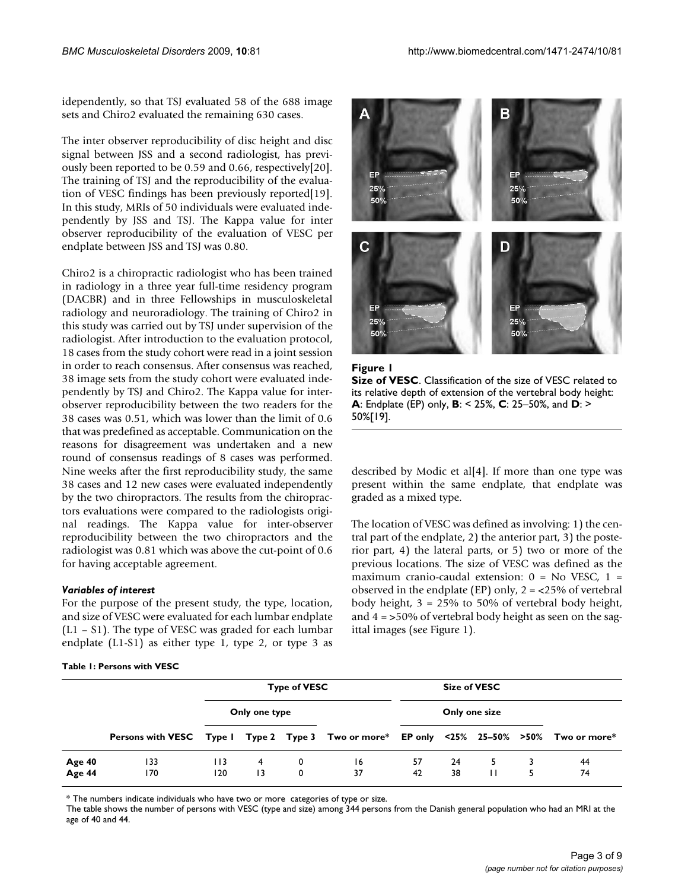idependently, so that TSJ evaluated 58 of the 688 image sets and Chiro2 evaluated the remaining 630 cases.

The inter observer reproducibility of disc height and disc signal between JSS and a second radiologist, has previously been reported to be 0.59 and 0.66, respectively[20]. The training of TSJ and the reproducibility of the evaluation of VESC findings has been previously reported[19]. In this study, MRIs of 50 individuals were evaluated independently by JSS and TSJ. The Kappa value for inter observer reproducibility of the evaluation of VESC per endplate between JSS and TSJ was 0.80.

Chiro2 is a chiropractic radiologist who has been trained in radiology in a three year full-time residency program (DACBR) and in three Fellowships in musculoskeletal radiology and neuroradiology. The training of Chiro2 in this study was carried out by TSJ under supervision of the radiologist. After introduction to the evaluation protocol, 18 cases from the study cohort were read in a joint session in order to reach consensus. After consensus was reached, 38 image sets from the study cohort were evaluated independently by TSJ and Chiro2. The Kappa value for inter-observer reproducibility between the two readers for the 38 cases was 0.51, which was lower than the limit of 0.6 that was predefined as acceptable. Communication on the reasons for disagreement was undertaken and a new round of consensus readings of 8 cases was performed. Nine weeks after the first reproducibility study, the same 38 cases and 12 new cases were evaluated independently by the two chiropractors. The results from the chiropractors evaluations were compared to the radiologists original readings. The Kappa value for inter-observer reproducibility between the two chiropractors and the radiologist was 0.81 which was above the cut-point of 0.6 for having acceptable agreement.

#### *Variables of interest*

For the purpose of the present study, the type, location, and size of VESC were evaluated for each lumbar endplate (L1 – S1). The type of VESC was graded for each lumbar endplate (L1-S1) as either type 1, type 2, or type 3 as described by Modic et al[4]. If more than one type was present within the same endplate, that endplate was graded as a mixed type.

**Figure 1**
**Size of VESC**. Classification of the size of VESC related to its relative depth of extension of the vertebral body height: **A**: Endplate (EP) only, **B**: < 25%, **C**: 25–50%, and **D**: > 50%[19].

The location of VESC was defined as involving: 1) the central part of the endplate, 2) the anterior part, 3) the posterior part, 4) the lateral parts, or 5) two or more of the previous locations. The size of VESC was defined as the maximum cranio-caudal extension: 0 = No VESC, 1 = observed in the endplate (EP) only, 2 = <25% of vertebral body height, 3 = 25% to 50% of vertebral body height, and 4 = >50% of vertebral body height as seen on the sagittal images (see Figure 1).

**Table 1: Persons with VESC**

| | | Type of VESC | | | | Size of VESC | | | | |
|---|---|---|---|---|---|---|---|---|---|---|
| | | Only one type | | | | Only one size | | | | |
| | Persons with VESC | Type 1 | Type 2 | Type 3 | Two or more* | EP only | <25% | 25–50% | >50% | Two or more* |
| **Age 40** | 133 | 113 | 4 | 0 | 16 | 57 | 24 | 5 | 3 | 44 |
| **Age 44** | 170 | 120 | 13 | 0 | 37 | 42 | 38 | 11 | 5 | 74 |

\* The numbers indicate individuals who have two or more categories of type or size.

The table shows the number of persons with VESC (type and size) among 344 persons from the Danish general population who had an MRI at the age of 40 and 44.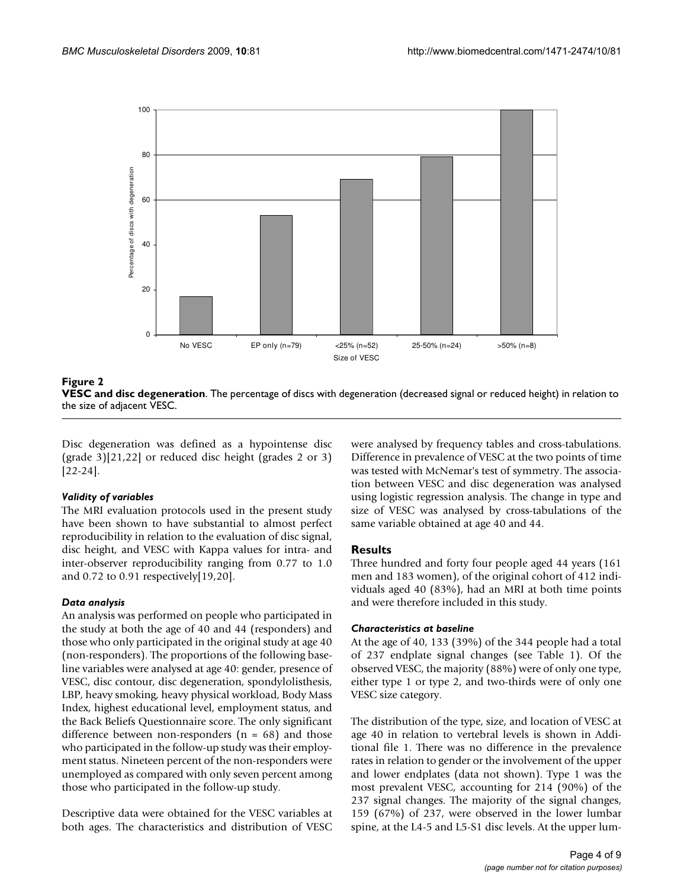**Figure 2**

**VESC and disc degeneration**. The percentage of discs with degeneration (decreased signal or reduced height) in relation to the size of adjacent VESC.

Disc degeneration was defined as a hypointense disc (grade 3)[21,22] or reduced disc height (grades 2 or 3) [22-24].

### *Validity of variables*

The MRI evaluation protocols used in the present study have been shown to have substantial to almost perfect reproducibility in relation to the evaluation of disc signal, disc height, and VESC with Kappa values for intra- and inter-observer reproducibility ranging from 0.77 to 1.0 and 0.72 to 0.91 respectively[19,20].

### *Data analysis*

An analysis was performed on people who participated in the study at both the age of 40 and 44 (responders) and those who only participated in the original study at age 40 (non-responders). The proportions of the following baseline variables were analysed at age 40: gender, presence of VESC, disc contour, disc degeneration, spondylolisthesis, LBP, heavy smoking, heavy physical workload, Body Mass Index, highest educational level, employment status, and the Back Beliefs Questionnaire score. The only significant difference between non-responders (n = 68) and those who participated in the follow-up study was their employment status. Nineteen percent of the non-responders were unemployed as compared with only seven percent among those who participated in the follow-up study.

Descriptive data were obtained for the VESC variables at both ages. The characteristics and distribution of VESC were analysed by frequency tables and cross-tabulations. Difference in prevalence of VESC at the two points of time was tested with McNemar's test of symmetry. The association between VESC and disc degeneration was analysed using logistic regression analysis. The change in type and size of VESC was analysed by cross-tabulations of the same variable obtained at age 40 and 44.

## Results

Three hundred and forty four people aged 44 years (161 men and 183 women), of the original cohort of 412 individuals aged 40 (83%), had an MRI at both time points and were therefore included in this study.

### *Characteristics at baseline*

At the age of 40, 133 (39%) of the 344 people had a total of 237 endplate signal changes (see Table 1). Of the observed VESC, the majority (88%) were of only one type, either type 1 or type 2, and two-thirds were of only one VESC size category.

The distribution of the type, size, and location of VESC at age 40 in relation to vertebral levels is shown in Additional file 1. There was no difference in the prevalence rates in relation to gender or the involvement of the upper and lower endplates (data not shown). Type 1 was the most prevalent VESC, accounting for 214 (90%) of the 237 signal changes. The majority of the signal changes, 159 (67%) of 237, were observed in the lower lumbar spine, at the L4-5 and L5-S1 disc levels. At the upper lum-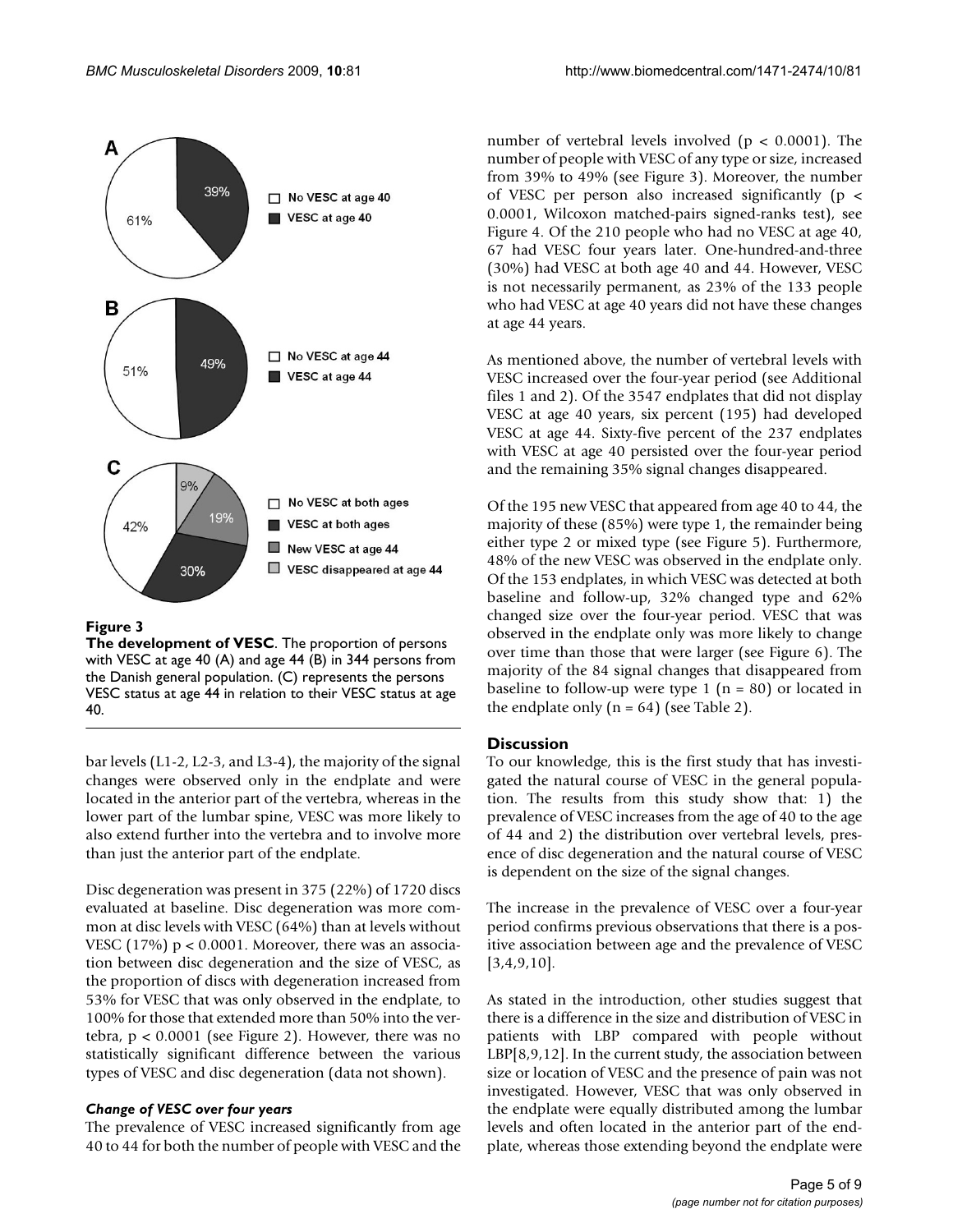**Figure 3**

**The development of VESC**. The proportion of persons with VESC at age 40 (A) and age 44 (B) in 344 persons from the Danish general population. (C) represents the persons VESC status at age 44 in relation to their VESC status at age 40.

bar levels (L1-2, L2-3, and L3-4), the majority of the signal changes were observed only in the endplate and were located in the anterior part of the vertebra, whereas in the lower part of the lumbar spine, VESC was more likely to also extend further into the vertebra and to involve more than just the anterior part of the endplate.

Disc degeneration was present in 375 (22%) of 1720 discs evaluated at baseline. Disc degeneration was more common at disc levels with VESC (64%) than at levels without VESC (17%) $p < 0.0001$. Moreover, there was an association between disc degeneration and the size of VESC, as the proportion of discs with degeneration increased from 53% for VESC that was only observed in the endplate, to 100% for those that extended more than 50% into the vertebra, $p < 0.0001$ (see Figure 2). However, there was no statistically significant difference between the various types of VESC and disc degeneration (data not shown).

### *Change of VESC over four years*

The prevalence of VESC increased significantly from age 40 to 44 for both the number of people with VESC and the number of vertebral levels involved ($p < 0.0001$). The number of people with VESC of any type or size, increased from 39% to 49% (see Figure 3). Moreover, the number of VESC per person also increased significantly ($p < 0.0001$, Wilcoxon matched-pairs signed-ranks test), see Figure 4. Of the 210 people who had no VESC at age 40, 67 had VESC four years later. One-hundred-and-three (30%) had VESC at both age 40 and 44. However, VESC is not necessarily permanent, as 23% of the 133 people who had VESC at age 40 years did not have these changes at age 44 years.

As mentioned above, the number of vertebral levels with VESC increased over the four-year period (see Additional files 1 and 2). Of the 3547 endplates that did not display VESC at age 40 years, six percent (195) had developed VESC at age 44. Sixty-five percent of the 237 endplates with VESC at age 40 persisted over the four-year period and the remaining 35% signal changes disappeared.

Of the 195 new VESC that appeared from age 40 to 44, the majority of these (85%) were type 1, the remainder being either type 2 or mixed type (see Figure 5). Furthermore, 48% of the new VESC was observed in the endplate only. Of the 153 endplates, in which VESC was detected at both baseline and follow-up, 32% changed type and 62% changed size over the four-year period. VESC that was observed in the endplate only was more likely to change over time than those that were larger (see Figure 6). The majority of the 84 signal changes that disappeared from baseline to follow-up were type 1 (n = 80) or located in the endplate only (n = 64) (see Table 2).

## Discussion

To our knowledge, this is the first study that has investigated the natural course of VESC in the general population. The results from this study show that: 1) the prevalence of VESC increases from the age of 40 to the age of 44 and 2) the distribution over vertebral levels, presence of disc degeneration and the natural course of VESC is dependent on the size of the signal changes.

The increase in the prevalence of VESC over a four-year period confirms previous observations that there is a positive association between age and the prevalence of VESC [3,4,9,10].

As stated in the introduction, other studies suggest that there is a difference in the size and distribution of VESC in patients with LBP compared with people without LBP[8,9,12]. In the current study, the association between size or location of VESC and the presence of pain was not investigated. However, VESC that was only observed in the endplate were equally distributed among the lumbar levels and often located in the anterior part of the endplate, whereas those extending beyond the endplate were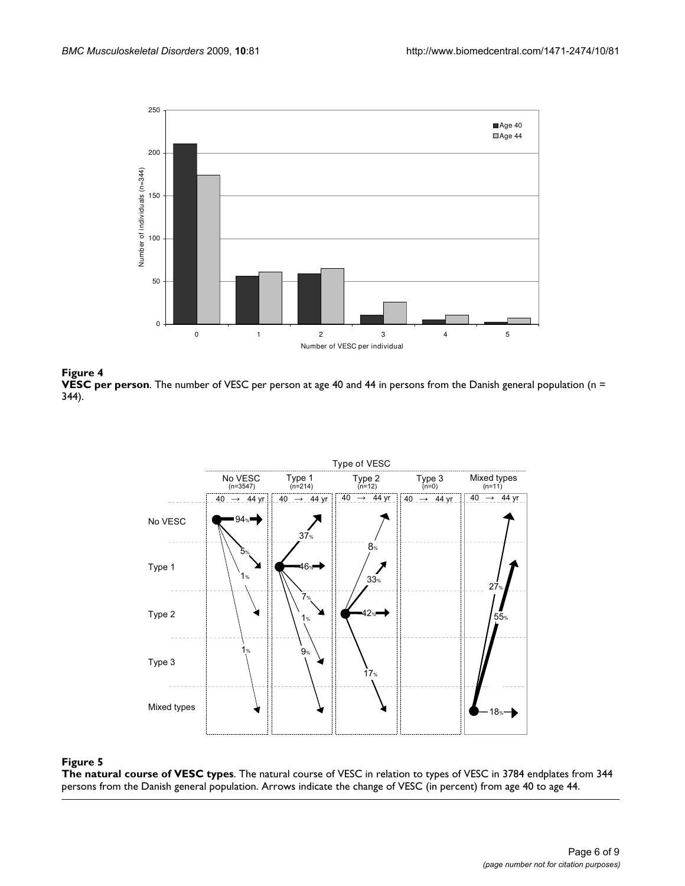**Figure 4**

**VESC per person**. The number of VESC per person at age 40 and 44 in persons from the Danish general population (n = 344).

**Figure 5**

**The natural course of VESC types**. The natural course of VESC in relation to types of VESC in 3784 endplates from 344 persons from the Danish general population. Arrows indicate the change of VESC (in percent) from age 40 to age 44.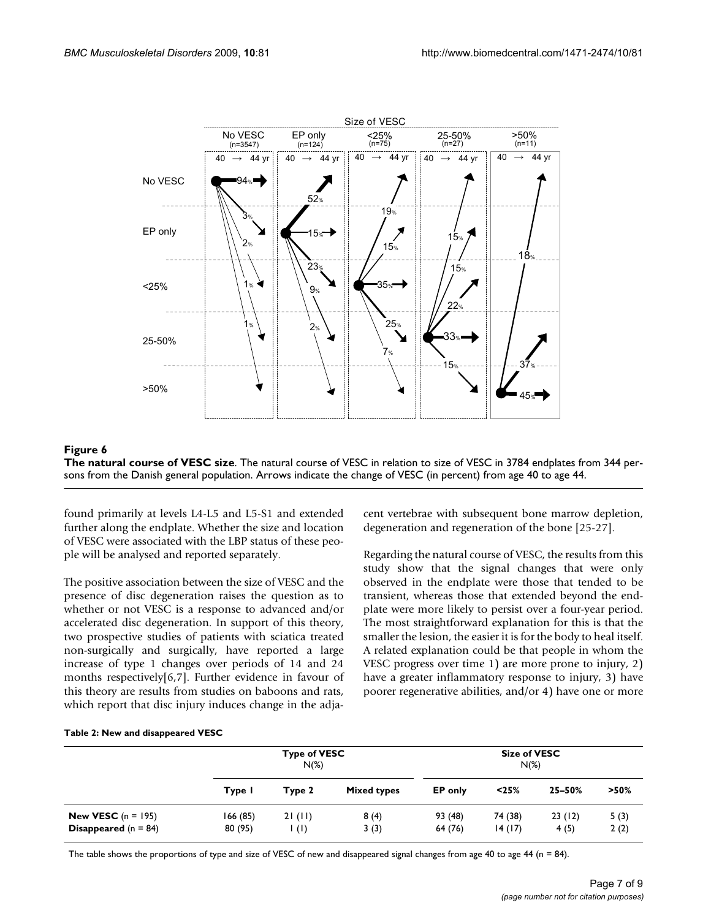**Figure 6**

**The natural course of VESC size**. The natural course of VESC in relation to size of VESC in 3784 endplates from 344 persons from the Danish general population. Arrows indicate the change of VESC (in percent) from age 40 to age 44.

found primarily at levels L4-L5 and L5-S1 and extended further along the endplate. Whether the size and location of VESC were associated with the LBP status of these people will be analysed and reported separately.

The positive association between the size of VESC and the presence of disc degeneration raises the question as to whether or not VESC is a response to advanced and/or accelerated disc degeneration. In support of this theory, two prospective studies of patients with sciatica treated non-surgically and surgically, have reported a large increase of type 1 changes over periods of 14 and 24 months respectively[6,7]. Further evidence in favour of this theory are results from studies on baboons and rats, which report that disc injury induces change in the adjacent vertebrae with subsequent bone marrow depletion, degeneration and regeneration of the bone [25-27].

Regarding the natural course of VESC, the results from this study show that the signal changes that were only observed in the endplate were those that tended to be transient, whereas those that extended beyond the endplate were more likely to persist over a four-year period. The most straightforward explanation for this is that the smaller the lesion, the easier it is for the body to heal itself. A related explanation could be that people in whom the VESC progress over time 1) are more prone to injury, 2) have a greater inflammatory response to injury, 3) have poorer regenerative abilities, and/or 4) have one or more

**Table 2: New and disappeared VESC**

| | Type of VESC N(%) | | | Size of VESC N(%) | | | |
|---|---|---|---|---|---|---|---|
| | **Type 1** | **Type 2** | **Mixed types** | **EP only** | **<25%** | **25–50%** | **>50%** |
| **New VESC** (n = 195) | 166 (85) | 21 (11) | 8 (4) | 93 (48) | 74 (38) | 23 (12) | 5 (3) |
| **Disappeared** (n = 84) | 80 (95) | 1 (1) | 3 (3) | 64 (76) | 14 (17) | 4 (5) | 2 (2) |

The table shows the proportions of type and size of VESC of new and disappeared signal changes from age 40 to age 44 (n = 84).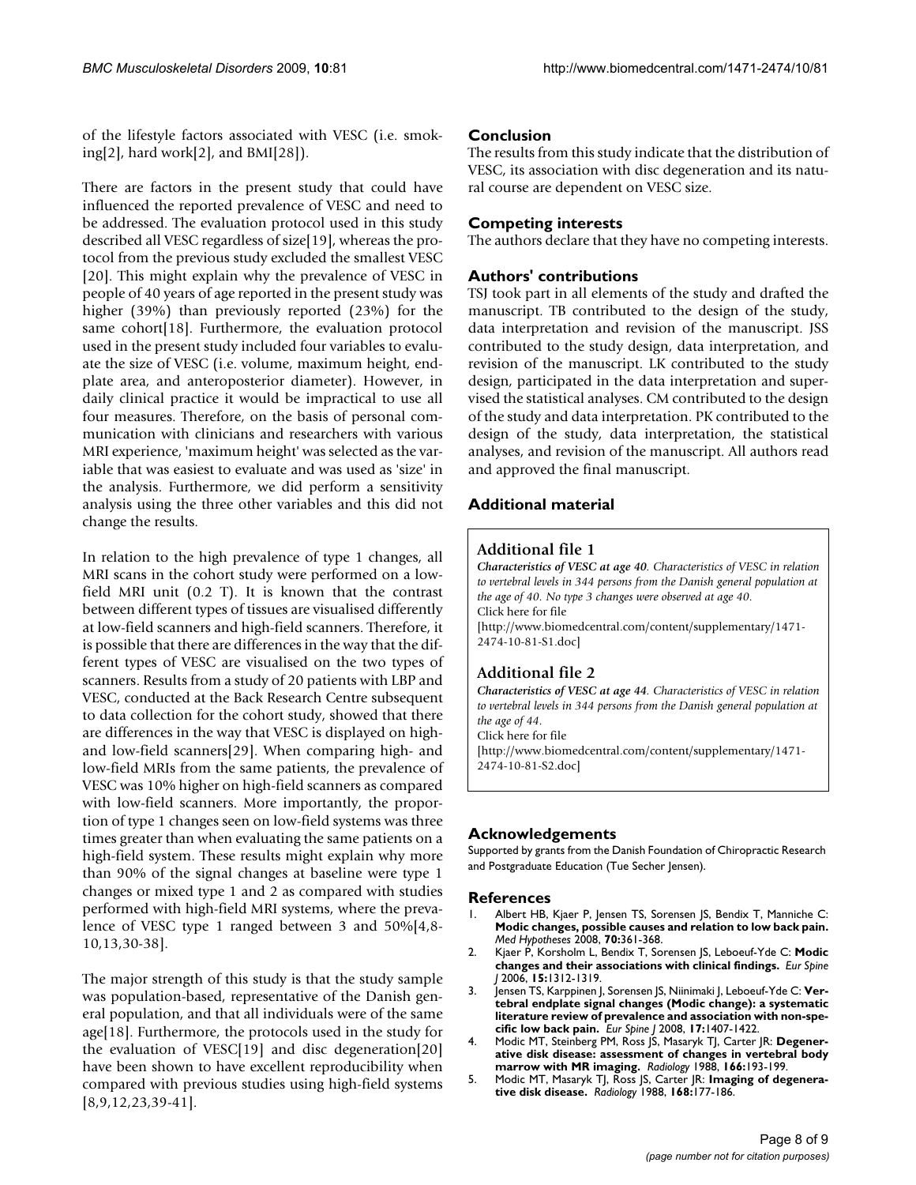of the lifestyle factors associated with VESC (i.e. smoking[2], hard work[2], and BMI[28]).

There are factors in the present study that could have influenced the reported prevalence of VESC and need to be addressed. The evaluation protocol used in this study described all VESC regardless of size[19], whereas the protocol from the previous study excluded the smallest VESC [20]. This might explain why the prevalence of VESC in people of 40 years of age reported in the present study was higher (39%) than previously reported (23%) for the same cohort[18]. Furthermore, the evaluation protocol used in the present study included four variables to evaluate the size of VESC (i.e. volume, maximum height, endplate area, and anteroposterior diameter). However, in daily clinical practice it would be impractical to use all four measures. Therefore, on the basis of personal communication with clinicians and researchers with various MRI experience, 'maximum height' was selected as the variable that was easiest to evaluate and was used as 'size' in the analysis. Furthermore, we did perform a sensitivity analysis using the three other variables and this did not change the results.

In relation to the high prevalence of type 1 changes, all MRI scans in the cohort study were performed on a low-field MRI unit (0.2 T). It is known that the contrast between different types of tissues are visualised differently at low-field scanners and high-field scanners. Therefore, it is possible that there are differences in the way that the different types of VESC are visualised on the two types of scanners. Results from a study of 20 patients with LBP and VESC, conducted at the Back Research Centre subsequent to data collection for the cohort study, showed that there are differences in the way that VESC is displayed on high- and low-field scanners[29]. When comparing high- and low-field MRIs from the same patients, the prevalence of VESC was 10% higher on high-field scanners as compared with low-field scanners. More importantly, the proportion of type 1 changes seen on low-field systems was three times greater than when evaluating the same patients on a high-field system. These results might explain why more than 90% of the signal changes at baseline were type 1 changes or mixed type 1 and 2 as compared with studies performed with high-field MRI systems, where the prevalence of VESC type 1 ranged between 3 and 50%[4,8-10,13,30-38].

The major strength of this study is that the study sample was population-based, representative of the Danish general population, and that all individuals were of the same age[18]. Furthermore, the protocols used in the study for the evaluation of VESC[19] and disc degeneration[20] have been shown to have excellent reproducibility when compared with previous studies using high-field systems [8,9,12,23,39-41].

## Conclusion

The results from this study indicate that the distribution of VESC, its association with disc degeneration and its natural course are dependent on VESC size.

## Competing interests

The authors declare that they have no competing interests.

## Authors' contributions

TSJ took part in all elements of the study and drafted the manuscript. TB contributed to the design of the study, data interpretation and revision of the manuscript. JSS contributed to the study design, data interpretation, and revision of the manuscript. LK contributed to the study design, participated in the data interpretation and supervised the statistical analyses. CM contributed to the design of the study and data interpretation. PK contributed to the design of the study, data interpretation, the statistical analyses, and revision of the manuscript. All authors read and approved the final manuscript.

## Additional material

### Additional file 1

***Characteristics of VESC at age 40.*** *Characteristics of VESC in relation to vertebral levels in 344 persons from the Danish general population at the age of 40. No type 3 changes were observed at age 40.*
Click here for file
[http://www.biomedcentral.com/content/supplementary/1471-2474-10-81-S1.doc]

### Additional file 2

***Characteristics of VESC at age 44.*** *Characteristics of VESC in relation to vertebral levels in 344 persons from the Danish general population at the age of 44.*
Click here for file
[http://www.biomedcentral.com/content/supplementary/1471-2474-10-81-S2.doc]

## Acknowledgements

Supported by grants from the Danish Foundation of Chiropractic Research and Postgraduate Education (Tue Secher Jensen).

## References

1. Albert HB, Kjaer P, Jensen TS, Sorensen JS, Bendix T, Manniche C: **Modic changes, possible causes and relation to low back pain.** *Med Hypotheses* 2008, **70:**361-368.
2. Kjaer P, Korsholm L, Bendix T, Sorensen JS, Leboeuf-Yde C: **Modic changes and their associations with clinical findings.** *Eur Spine J* 2006, **15:**1312-1319.
3. Jensen TS, Karppinen J, Sorensen JS, Niinimaki J, Leboeuf-Yde C: **Vertebral endplate signal changes (Modic change): a systematic literature review of prevalence and association with non-specific low back pain.** *Eur Spine J* 2008, **17:**1407-1422.
4. Modic MT, Steinberg PM, Ross JS, Masaryk TJ, Carter JR: **Degenerative disk disease: assessment of changes in vertebral body marrow with MR imaging.** *Radiology* 1988, **166:**193-199.
5. Modic MT, Masaryk TJ, Ross JS, Carter JR: **Imaging of degenerative disk disease.** *Radiology* 1988, **168:**177-186.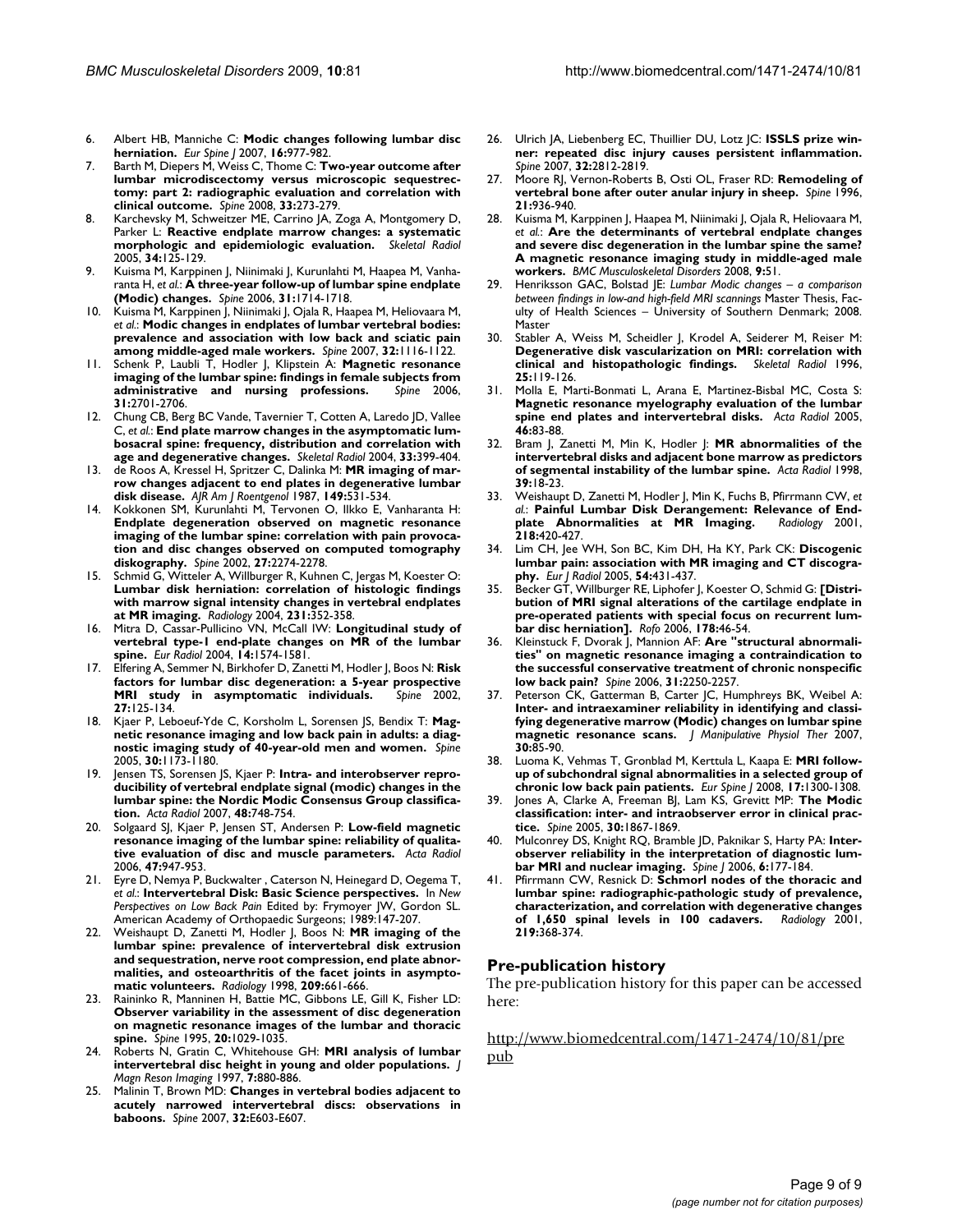6. Albert HB, Manniche C: **Modic changes following lumbar disc herniation.** *Eur Spine J* 2007, **16:**977-982.
7. Barth M, Diepers M, Weiss C, Thome C: **Two-year outcome after lumbar microdiscectomy versus microscopic sequestrectomy: part 2: radiographic evaluation and correlation with clinical outcome.** *Spine* 2008, **33:**273-279.
8. Karchevsky M, Schweitzer ME, Carrino JA, Zoga A, Montgomery D, Parker L: **Reactive endplate marrow changes: a systematic morphologic and epidemiologic evaluation.** *Skeletal Radiol* 2005, **34:**125-129.
9. Kuisma M, Karppinen J, Niinimaki J, Kurunlahti M, Haapea M, Vanharanta H, *et al.*: **A three-year follow-up of lumbar spine endplate (Modic) changes.** *Spine* 2006, **31:**1714-1718.
10. Kuisma M, Karppinen J, Niinimaki J, Ojala R, Haapea M, Heliovaara M, *et al.*: **Modic changes in endplates of lumbar vertebral bodies: prevalence and association with low back and sciatic pain among middle-aged male workers.** *Spine* 2007, **32:**1116-1122.
11. Schenk P, Laubli T, Hodler J, Klipstein A: **Magnetic resonance imaging of the lumbar spine: findings in female subjects from administrative and nursing professions.** *Spine* 2006, **31:**2701-2706.
12. Chung CB, Berg BC Vande, Tavernier T, Cotten A, Laredo JD, Vallee C, *et al.*: **End plate marrow changes in the asymptomatic lumbosacral spine: frequency, distribution and correlation with age and degenerative changes.** *Skeletal Radiol* 2004, **33:**399-404.
13. de Roos A, Kressel H, Spritzer C, Dalinka M: **MR imaging of marrow changes adjacent to end plates in degenerative lumbar disk disease.** *AJR Am J Roentgenol* 1987, **149:**531-534.
14. Kokkonen SM, Kurunlahti M, Tervonen O, Ilkko E, Vanharanta H: **Endplate degeneration observed on magnetic resonance imaging of the lumbar spine: correlation with pain provocation and disc changes observed on computed tomography diskography.** *Spine* 2002, **27:**2274-2278.
15. Schmid G, Witteler A, Willburger R, Kuhnen C, Jergas M, Koester O: **Lumbar disk herniation: correlation of histologic findings with marrow signal intensity changes in vertebral endplates at MR imaging.** *Radiology* 2004, **231:**352-358.
16. Mitra D, Cassar-Pullicino VN, McCall IW: **Longitudinal study of vertebral type-1 end-plate changes on MR of the lumbar spine.** *Eur Radiol* 2004, **14:**1574-1581.
17. Elfering A, Semmer N, Birkhofer D, Zanetti M, Hodler J, Boos N: **Risk factors for lumbar disc degeneration: a 5-year prospective MRI study in asymptomatic individuals.** *Spine* 2002, **27:**125-134.
18. Kjaer P, Leboeuf-Yde C, Korsholm L, Sorensen JS, Bendix T: **Magnetic resonance imaging and low back pain in adults: a diagnostic imaging study of 40-year-old men and women.** *Spine* 2005, **30:**1173-1180.
19. Jensen TS, Sorensen JS, Kjaer P: **Intra- and interobserver reproducibility of vertebral endplate signal (modic) changes in the lumbar spine: the Nordic Modic Consensus Group classification.** *Acta Radiol* 2007, **48:**748-754.
20. Solgaard SJ, Kjaer P, Jensen ST, Andersen P: **Low-field magnetic resonance imaging of the lumbar spine: reliability of qualitative evaluation of disc and muscle parameters.** *Acta Radiol* 2006, **47:**947-953.
21. Eyre D, Nemya P, Buckwalter , Caterson N, Heinegard D, Oegema T, *et al.*: **Intervertebral Disk: Basic Science perspectives.** In *New Perspectives on Low Back Pain* Edited by: Frymoyer JW, Gordon SL. American Academy of Orthopaedic Surgeons; 1989:147-207.
22. Weishaupt D, Zanetti M, Hodler J, Boos N: **MR imaging of the lumbar spine: prevalence of intervertebral disk extrusion and sequestration, nerve root compression, end plate abnormalities, and osteoarthritis of the facet joints in asymptomatic volunteers.** *Radiology* 1998, **209:**661-666.
23. Raininko R, Manninen H, Battie MC, Gibbons LE, Gill K, Fisher LD: **Observer variability in the assessment of disc degeneration on magnetic resonance images of the lumbar and thoracic spine.** *Spine* 1995, **20:**1029-1035.
24. Roberts N, Gratin C, Whitehouse GH: **MRI analysis of lumbar intervertebral disc height in young and older populations.** *J Magn Reson Imaging* 1997, **7:**880-886.
25. Malinin T, Brown MD: **Changes in vertebral bodies adjacent to acutely narrowed intervertebral discs: observations in baboons.** *Spine* 2007, **32:**E603-E607.
26. Ulrich JA, Liebenberg EC, Thuillier DU, Lotz JC: **ISSLS prize winner: repeated disc injury causes persistent inflammation.** *Spine* 2007, **32:**2812-2819.
27. Moore RJ, Vernon-Roberts B, Osti OL, Fraser RD: **Remodeling of vertebral bone after outer anular injury in sheep.** *Spine* 1996, **21:**936-940.
28. Kuisma M, Karppinen J, Haapea M, Niinimaki J, Ojala R, Heliovaara M, *et al.*: **Are the determinants of vertebral endplate changes and severe disc degeneration in the lumbar spine the same? A magnetic resonance imaging study in middle-aged male workers.** *BMC Musculoskeletal Disorders* 2008, **9:**51.
29. Henriksson GAC, Bolstad JE: *Lumbar Modic changes – a comparison between findings in low-and high-field MRI scannings* Master Thesis, Faculty of Health Sciences – University of Southern Denmark; 2008. Master
30. Stabler A, Weiss M, Scheidler J, Krodel A, Seiderer M, Reiser M: **Degenerative disk vascularization on MRI: correlation with clinical and histopathologic findings.** *Skeletal Radiol* 1996, **25:**119-126.
31. Molla E, Marti-Bonmati L, Arana E, Martinez-Bisbal MC, Costa S: **Magnetic resonance myelography evaluation of the lumbar spine end plates and intervertebral disks.** *Acta Radiol* 2005, **46:**83-88.
32. Bram J, Zanetti M, Min K, Hodler J: **MR abnormalities of the intervertebral disks and adjacent bone marrow as predictors of segmental instability of the lumbar spine.** *Acta Radiol* 1998, **39:**18-23.
33. Weishaupt D, Zanetti M, Hodler J, Min K, Fuchs B, Pfirrmann CW, *et al.*: **Painful Lumbar Disk Derangement: Relevance of Endplate Abnormalities at MR Imaging.** *Radiology* 2001, **218:**420-427.
34. Lim CH, Jee WH, Son BC, Kim DH, Ha KY, Park CK: **Discogenic lumbar pain: association with MR imaging and CT discography.** *Eur J Radiol* 2005, **54:**431-437.
35. Becker GT, Willburger RE, Liphofer J, Koester O, Schmid G: **[Distribution of MRI signal alterations of the cartilage endplate in pre-operated patients with special focus on recurrent lumbar disc herniation].** *Rofo* 2006, **178:**46-54.
36. Kleinstuck F, Dvorak J, Mannion AF: **Are "structural abnormalities" on magnetic resonance imaging a contraindication to the successful conservative treatment of chronic nonspecific low back pain?** *Spine* 2006, **31:**2250-2257.
37. Peterson CK, Gatterman B, Carter JC, Humphreys BK, Weibel A: **Inter- and intraexaminer reliability in identifying and classifying degenerative marrow (Modic) changes on lumbar spine magnetic resonance scans.** *J Manipulative Physiol Ther* 2007, **30:**85-90.
38. Luoma K, Vehmas T, Gronblad M, Kerttula L, Kaapa E: **MRI follow-up of subchondral signal abnormalities in a selected group of chronic low back pain patients.** *Eur Spine J* 2008, **17:**1300-1308.
39. Jones A, Clarke A, Freeman BJ, Lam KS, Grevitt MP: **The Modic classification: inter- and intraobserver error in clinical practice.** *Spine* 2005, **30:**1867-1869.
40. Mulconrey DS, Knight RQ, Bramble JD, Paknikar S, Harty PA: **Interobserver reliability in the interpretation of diagnostic lumbar MRI and nuclear imaging.** *Spine J* 2006, **6:**177-184.
41. Pfirrmann CW, Resnick D: **Schmorl nodes of the thoracic and lumbar spine: radiographic-pathologic study of prevalence, characterization, and correlation with degenerative changes of 1,650 spinal levels in 100 cadavers.** *Radiology* 2001, **219:**368-374.

## Pre-publication history

The pre-publication history for this paper can be accessed here:

http://www.biomedcentral.com/1471-2474/10/81/prepub